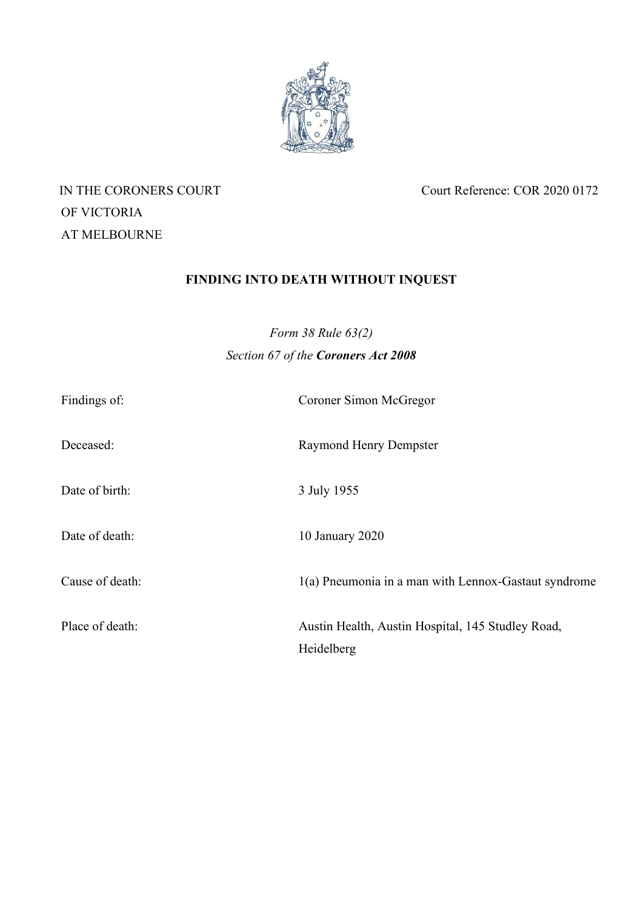IN THE CORONERS COURT
OF VICTORIA
AT MELBOURNE

Court Reference: COR 2020 0172

## FINDING INTO DEATH WITHOUT INQUEST

*Form 38 Rule 63(2)*
*Section 67 of the* ***Coroners Act 2008***

| | |
|---|---|
| Findings of: | Coroner Simon McGregor |
| Deceased: | Raymond Henry Dempster |
| Date of birth: | 3 July 1955 |
| Date of death: | 10 January 2020 |
| Cause of death: | 1(a) Pneumonia in a man with Lennox-Gastaut syndrome |
| Place of death: | Austin Health, Austin Hospital, 145 Studley Road, Heidelberg |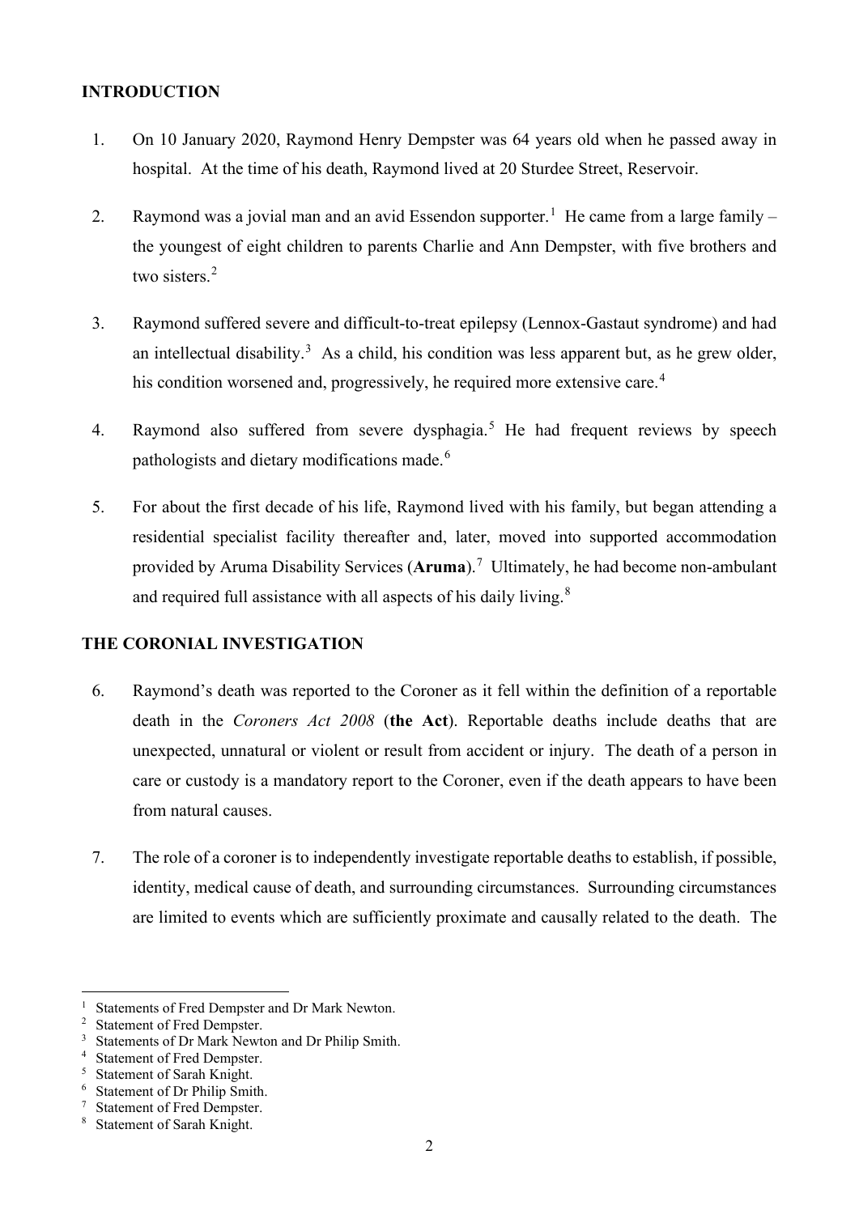## INTRODUCTION

1. On 10 January 2020, Raymond Henry Dempster was 64 years old when he passed away in hospital. At the time of his death, Raymond lived at 20 Sturdee Street, Reservoir.

2. Raymond was a jovial man and an avid Essendon supporter.[1] He came from a large family – the youngest of eight children to parents Charlie and Ann Dempster, with five brothers and two sisters.[2]

3. Raymond suffered severe and difficult-to-treat epilepsy (Lennox-Gastaut syndrome) and had an intellectual disability.[3] As a child, his condition was less apparent but, as he grew older, his condition worsened and, progressively, he required more extensive care.[4]

4. Raymond also suffered from severe dysphagia.[5] He had frequent reviews by speech pathologists and dietary modifications made.[6]

5. For about the first decade of his life, Raymond lived with his family, but began attending a residential specialist facility thereafter and, later, moved into supported accommodation provided by Aruma Disability Services (**Aruma**).[7] Ultimately, he had become non-ambulant and required full assistance with all aspects of his daily living.[8]

## THE CORONIAL INVESTIGATION

6. Raymond's death was reported to the Coroner as it fell within the definition of a reportable death in the *Coroners Act 2008* (**the Act**). Reportable deaths include deaths that are unexpected, unnatural or violent or result from accident or injury. The death of a person in care or custody is a mandatory report to the Coroner, even if the death appears to have been from natural causes.

7. The role of a coroner is to independently investigate reportable deaths to establish, if possible, identity, medical cause of death, and surrounding circumstances. Surrounding circumstances are limited to events which are sufficiently proximate and causally related to the death. The

---

[1] Statements of Fred Dempster and Dr Mark Newton.
[2] Statement of Fred Dempster.
[3] Statements of Dr Mark Newton and Dr Philip Smith.
[4] Statement of Fred Dempster.
[5] Statement of Sarah Knight.
[6] Statement of Dr Philip Smith.
[7] Statement of Fred Dempster.
[8] Statement of Sarah Knight.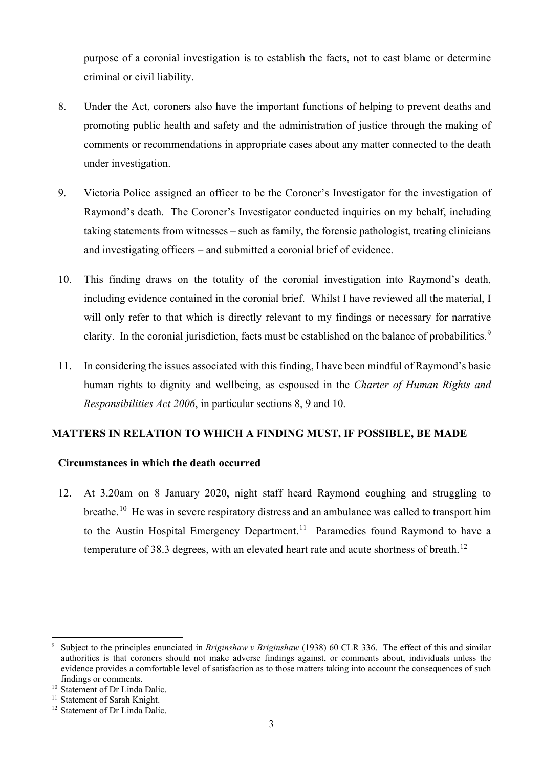purpose of a coronial investigation is to establish the facts, not to cast blame or determine criminal or civil liability.

8. Under the Act, coroners also have the important functions of helping to prevent deaths and promoting public health and safety and the administration of justice through the making of comments or recommendations in appropriate cases about any matter connected to the death under investigation.

9. Victoria Police assigned an officer to be the Coroner's Investigator for the investigation of Raymond's death. The Coroner's Investigator conducted inquiries on my behalf, including taking statements from witnesses – such as family, the forensic pathologist, treating clinicians and investigating officers – and submitted a coronial brief of evidence.

10. This finding draws on the totality of the coronial investigation into Raymond's death, including evidence contained in the coronial brief. Whilst I have reviewed all the material, I will only refer to that which is directly relevant to my findings or necessary for narrative clarity. In the coronial jurisdiction, facts must be established on the balance of probabilities.[9]

11. In considering the issues associated with this finding, I have been mindful of Raymond's basic human rights to dignity and wellbeing, as espoused in the *Charter of Human Rights and Responsibilities Act 2006*, in particular sections 8, 9 and 10.

## MATTERS IN RELATION TO WHICH A FINDING MUST, IF POSSIBLE, BE MADE

### Circumstances in which the death occurred

12. At 3.20am on 8 January 2020, night staff heard Raymond coughing and struggling to breathe.[10] He was in severe respiratory distress and an ambulance was called to transport him to the Austin Hospital Emergency Department.[11] Paramedics found Raymond to have a temperature of 38.3 degrees, with an elevated heart rate and acute shortness of breath.[12]

---

[9] Subject to the principles enunciated in *Briginshaw v Briginshaw* (1938) 60 CLR 336. The effect of this and similar authorities is that coroners should not make adverse findings against, or comments about, individuals unless the evidence provides a comfortable level of satisfaction as to those matters taking into account the consequences of such findings or comments.

[10] Statement of Dr Linda Dalic.

[11] Statement of Sarah Knight.

[12] Statement of Dr Linda Dalic.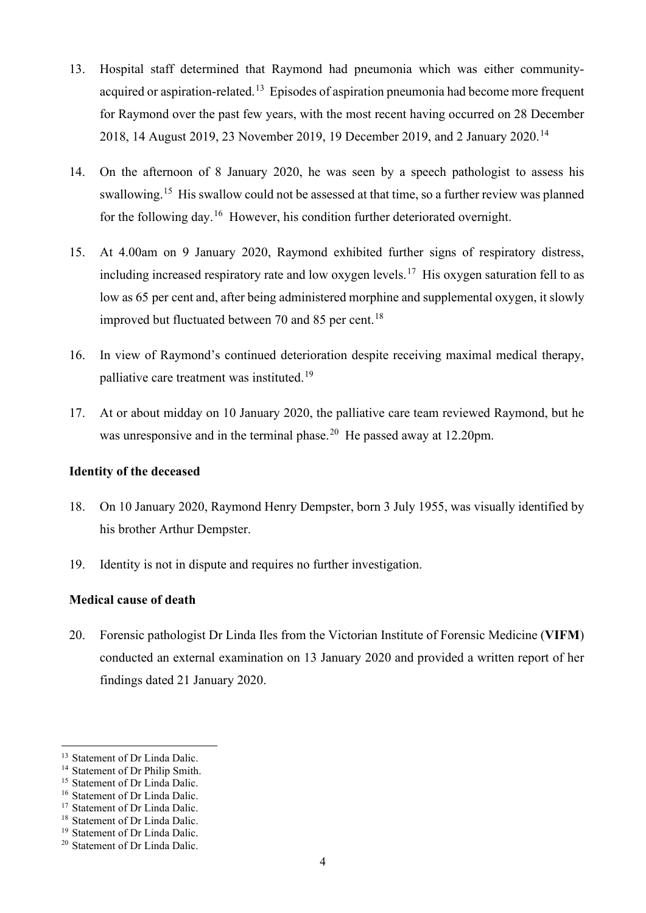13. Hospital staff determined that Raymond had pneumonia which was either community-acquired or aspiration-related.[13] Episodes of aspiration pneumonia had become more frequent for Raymond over the past few years, with the most recent having occurred on 28 December 2018, 14 August 2019, 23 November 2019, 19 December 2019, and 2 January 2020.[14]

14. On the afternoon of 8 January 2020, he was seen by a speech pathologist to assess his swallowing.[15] His swallow could not be assessed at that time, so a further review was planned for the following day.[16] However, his condition further deteriorated overnight.

15. At 4.00am on 9 January 2020, Raymond exhibited further signs of respiratory distress, including increased respiratory rate and low oxygen levels.[17] His oxygen saturation fell to as low as 65 per cent and, after being administered morphine and supplemental oxygen, it slowly improved but fluctuated between 70 and 85 per cent.[18]

16. In view of Raymond's continued deterioration despite receiving maximal medical therapy, palliative care treatment was instituted.[19]

17. At or about midday on 10 January 2020, the palliative care team reviewed Raymond, but he was unresponsive and in the terminal phase.[20] He passed away at 12.20pm.

**Identity of the deceased**

18. On 10 January 2020, Raymond Henry Dempster, born 3 July 1955, was visually identified by his brother Arthur Dempster.

19. Identity is not in dispute and requires no further investigation.

**Medical cause of death**

20. Forensic pathologist Dr Linda Iles from the Victorian Institute of Forensic Medicine (**VIFM**) conducted an external examination on 13 January 2020 and provided a written report of her findings dated 21 January 2020.

---

[13] Statement of Dr Linda Dalic.
[14] Statement of Dr Philip Smith.
[15] Statement of Dr Linda Dalic.
[16] Statement of Dr Linda Dalic.
[17] Statement of Dr Linda Dalic.
[18] Statement of Dr Linda Dalic.
[19] Statement of Dr Linda Dalic.
[20] Statement of Dr Linda Dalic.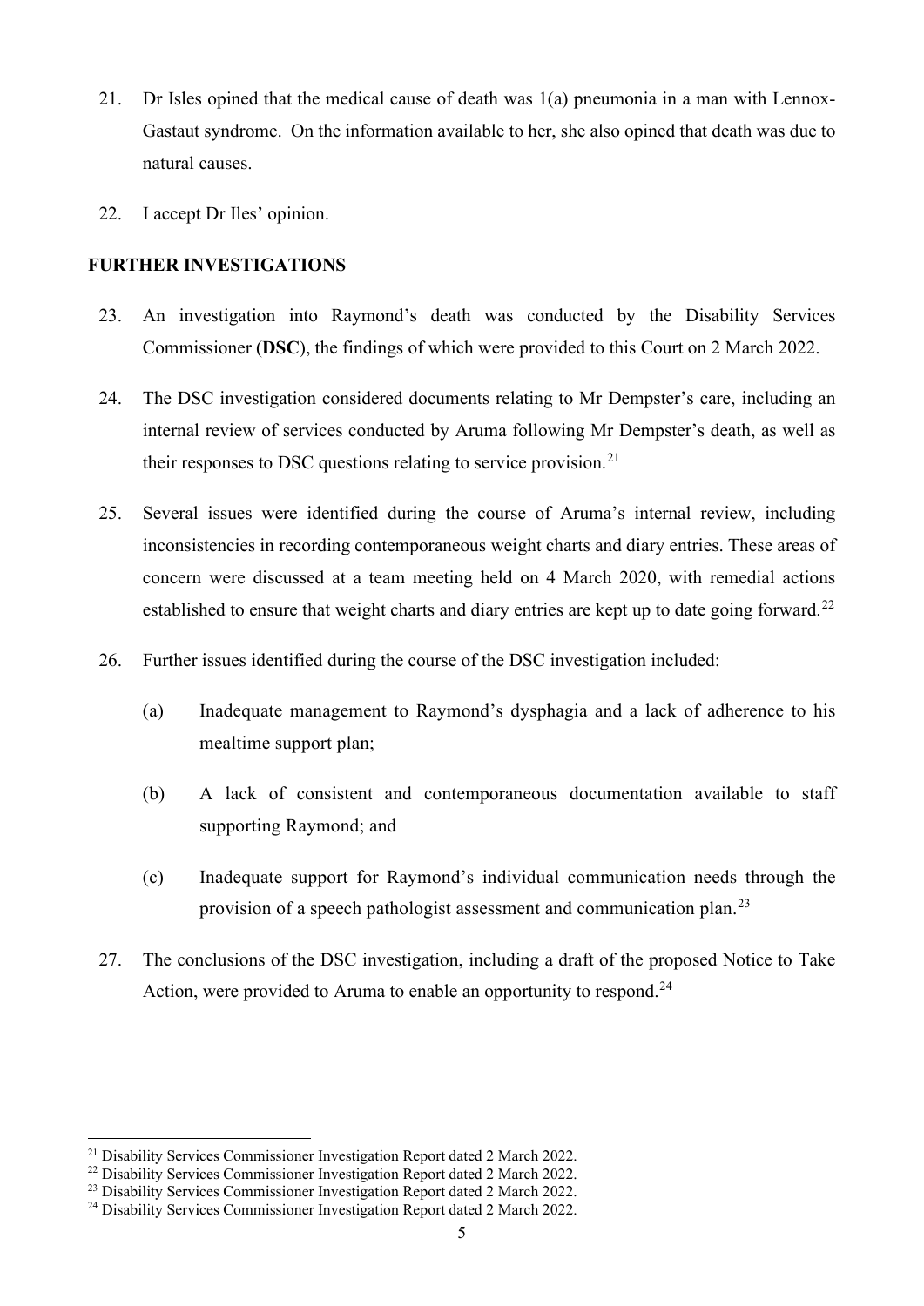21. Dr Isles opined that the medical cause of death was 1(a) pneumonia in a man with Lennox-Gastaut syndrome. On the information available to her, she also opined that death was due to natural causes.

22. I accept Dr Iles' opinion.

## FURTHER INVESTIGATIONS

23. An investigation into Raymond's death was conducted by the Disability Services Commissioner (**DSC**), the findings of which were provided to this Court on 2 March 2022.

24. The DSC investigation considered documents relating to Mr Dempster's care, including an internal review of services conducted by Aruma following Mr Dempster's death, as well as their responses to DSC questions relating to service provision.[21]

25. Several issues were identified during the course of Aruma's internal review, including inconsistencies in recording contemporaneous weight charts and diary entries. These areas of concern were discussed at a team meeting held on 4 March 2020, with remedial actions established to ensure that weight charts and diary entries are kept up to date going forward.[22]

26. Further issues identified during the course of the DSC investigation included:

    (a) Inadequate management to Raymond's dysphagia and a lack of adherence to his mealtime support plan;

    (b) A lack of consistent and contemporaneous documentation available to staff supporting Raymond; and

    (c) Inadequate support for Raymond's individual communication needs through the provision of a speech pathologist assessment and communication plan.[23]

27. The conclusions of the DSC investigation, including a draft of the proposed Notice to Take Action, were provided to Aruma to enable an opportunity to respond.[24]

---

[21] Disability Services Commissioner Investigation Report dated 2 March 2022.

[22] Disability Services Commissioner Investigation Report dated 2 March 2022.

[23] Disability Services Commissioner Investigation Report dated 2 March 2022.

[24] Disability Services Commissioner Investigation Report dated 2 March 2022.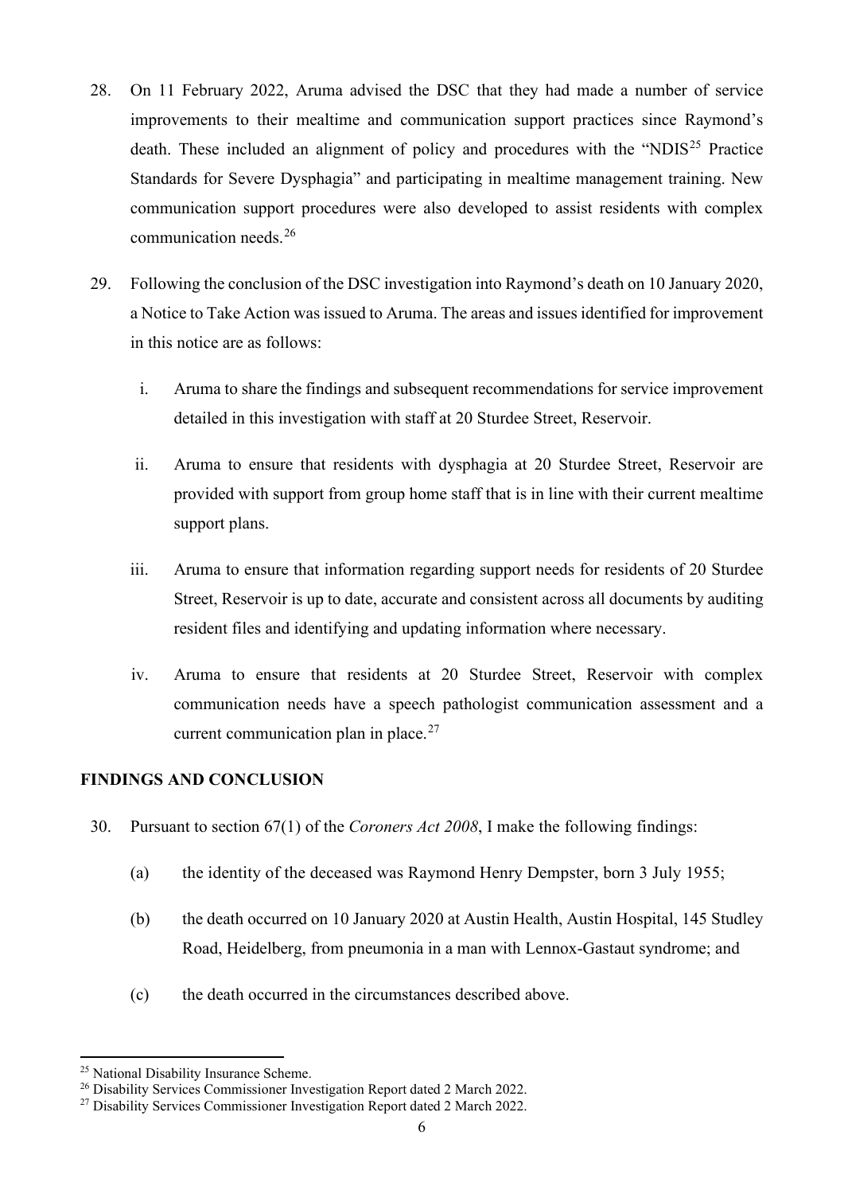28. On 11 February 2022, Aruma advised the DSC that they had made a number of service improvements to their mealtime and communication support practices since Raymond's death. These included an alignment of policy and procedures with the "NDIS[25] Practice Standards for Severe Dysphagia" and participating in mealtime management training. New communication support procedures were also developed to assist residents with complex communication needs.[26]

29. Following the conclusion of the DSC investigation into Raymond's death on 10 January 2020, a Notice to Take Action was issued to Aruma. The areas and issues identified for improvement in this notice are as follows:

    i. Aruma to share the findings and subsequent recommendations for service improvement detailed in this investigation with staff at 20 Sturdee Street, Reservoir.

    ii. Aruma to ensure that residents with dysphagia at 20 Sturdee Street, Reservoir are provided with support from group home staff that is in line with their current mealtime support plans.

    iii. Aruma to ensure that information regarding support needs for residents of 20 Sturdee Street, Reservoir is up to date, accurate and consistent across all documents by auditing resident files and identifying and updating information where necessary.

    iv. Aruma to ensure that residents at 20 Sturdee Street, Reservoir with complex communication needs have a speech pathologist communication assessment and a current communication plan in place.[27]

## FINDINGS AND CONCLUSION

30. Pursuant to section 67(1) of the *Coroners Act 2008*, I make the following findings:

    (a) the identity of the deceased was Raymond Henry Dempster, born 3 July 1955;

    (b) the death occurred on 10 January 2020 at Austin Health, Austin Hospital, 145 Studley Road, Heidelberg, from pneumonia in a man with Lennox-Gastaut syndrome; and

    (c) the death occurred in the circumstances described above.

---

[25] National Disability Insurance Scheme.

[26] Disability Services Commissioner Investigation Report dated 2 March 2022.

[27] Disability Services Commissioner Investigation Report dated 2 March 2022.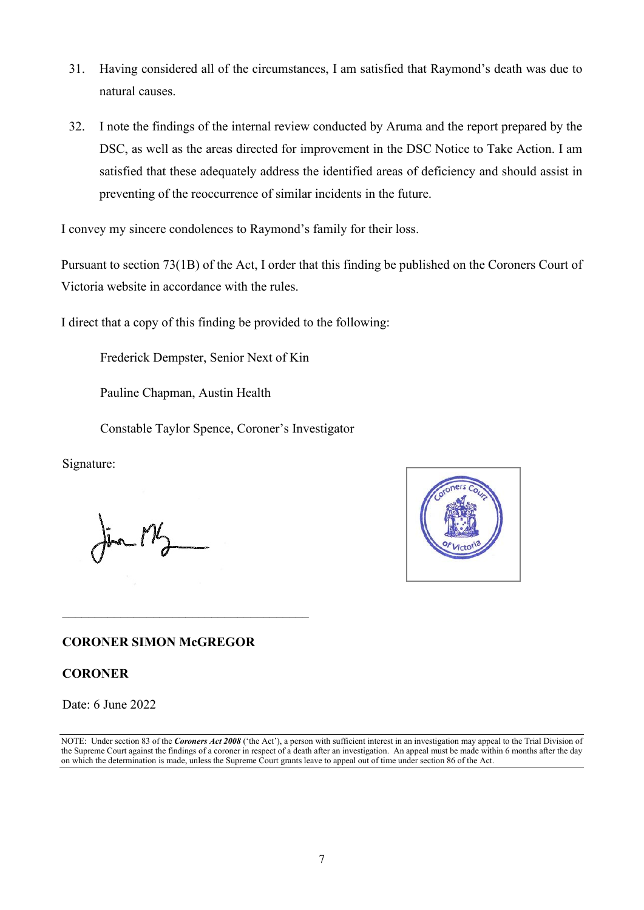31. Having considered all of the circumstances, I am satisfied that Raymond's death was due to natural causes.

32. I note the findings of the internal review conducted by Aruma and the report prepared by the DSC, as well as the areas directed for improvement in the DSC Notice to Take Action. I am satisfied that these adequately address the identified areas of deficiency and should assist in preventing of the reoccurrence of similar incidents in the future.

I convey my sincere condolences to Raymond's family for their loss.

Pursuant to section 73(1B) of the Act, I order that this finding be published on the Coroners Court of Victoria website in accordance with the rules.

I direct that a copy of this finding be provided to the following:

Frederick Dempster, Senior Next of Kin

Pauline Chapman, Austin Health

Constable Taylor Spence, Coroner's Investigator

Signature:

**CORONER SIMON McGREGOR**

**CORONER**

Date: 6 June 2022

NOTE: Under section 83 of the ***Coroners Act 2008*** ('the Act'), a person with sufficient interest in an investigation may appeal to the Trial Division of the Supreme Court against the findings of a coroner in respect of a death after an investigation. An appeal must be made within 6 months after the day on which the determination is made, unless the Supreme Court grants leave to appeal out of time under section 86 of the Act.